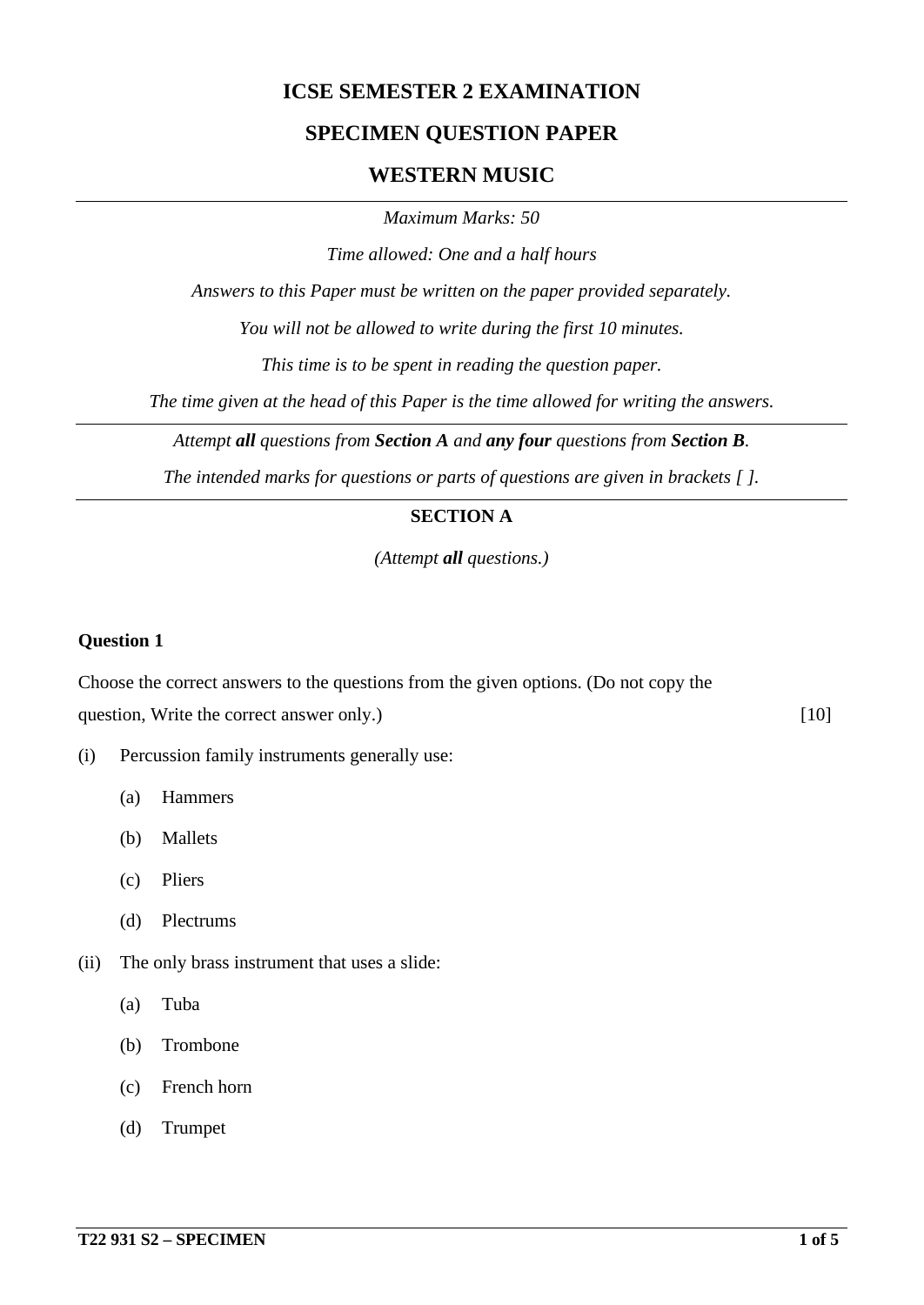# ICSE SEMESTER 2 EXAMINATION

## SPECIMEN QUESTION PAPER

## WESTERN MUSIC

---

*Maximum Marks: 50*

*Time allowed: One and a half hours*

*Answers to this Paper must be written on the paper provided separately.*

*You will not be allowed to write during the first 10 minutes.*

*This time is to be spent in reading the question paper.*

*The time given at the head of this Paper is the time allowed for writing the answers.*

---

*Attempt **all** questions from **Section A** and **any four** questions from **Section B**.*

*The intended marks for questions or parts of questions are given in brackets [ ].*

---

### SECTION A

*(Attempt **all** questions.)*

**Question 1**

Choose the correct answers to the questions from the given options. (Do not copy the question, Write the correct answer only.) [10]

(i) Percussion family instruments generally use:

- (a) Hammers
- (b) Mallets
- (c) Pliers
- (d) Plectrums

(ii) The only brass instrument that uses a slide:

- (a) Tuba
- (b) Trombone
- (c) French horn
- (d) Trumpet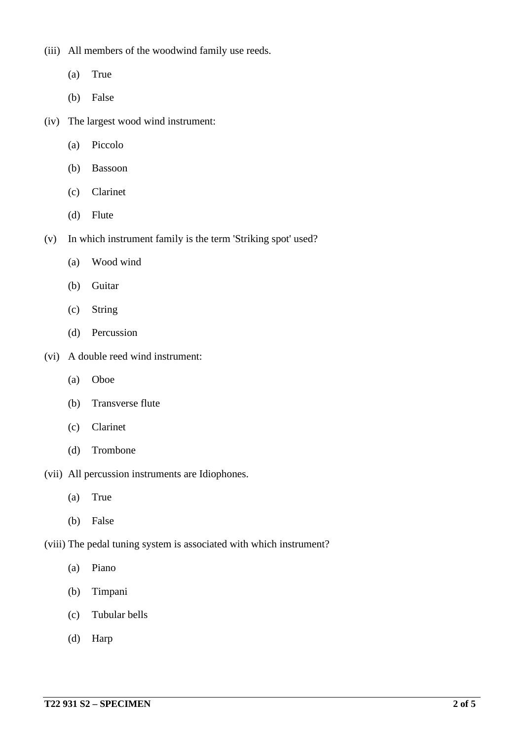(iii) All members of the woodwind family use reeds.

  (a) True

  (b) False

(iv) The largest wood wind instrument:

  (a) Piccolo

  (b) Bassoon

  (c) Clarinet

  (d) Flute

(v) In which instrument family is the term 'Striking spot' used?

  (a) Wood wind

  (b) Guitar

  (c) String

  (d) Percussion

(vi) A double reed wind instrument:

  (a) Oboe

  (b) Transverse flute

  (c) Clarinet

  (d) Trombone

(vii) All percussion instruments are Idiophones.

  (a) True

  (b) False

(viii) The pedal tuning system is associated with which instrument?

  (a) Piano

  (b) Timpani

  (c) Tubular bells

  (d) Harp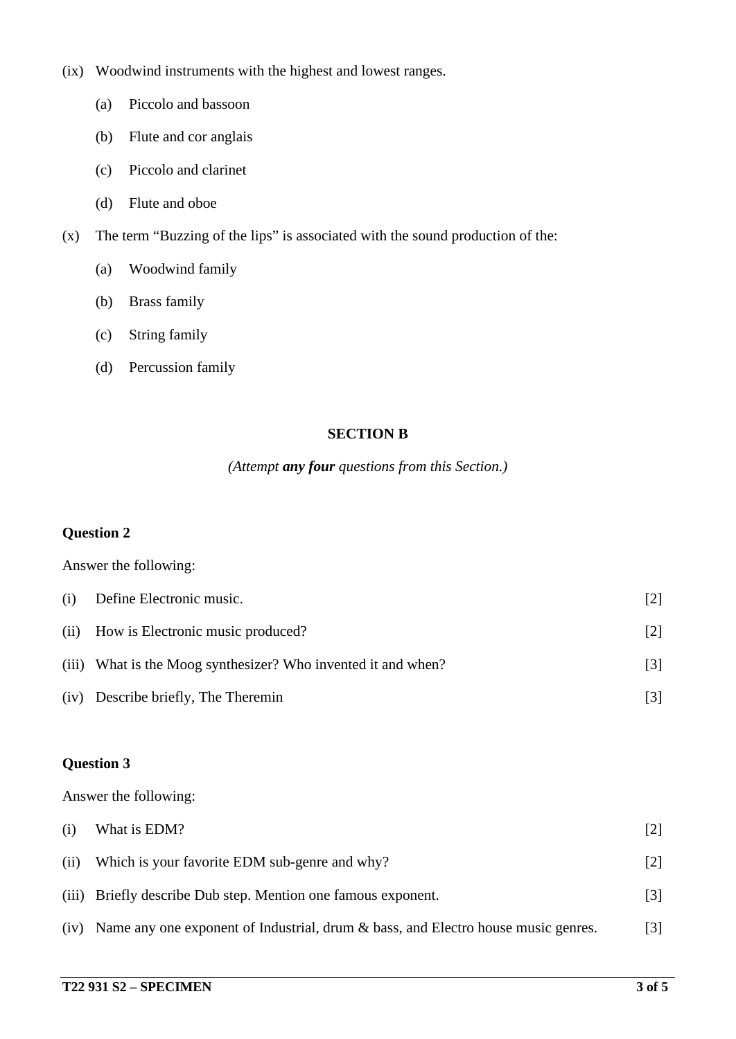(ix) Woodwind instruments with the highest and lowest ranges.

   (a) Piccolo and bassoon

   (b) Flute and cor anglais

   (c) Piccolo and clarinet

   (d) Flute and oboe

(x) The term "Buzzing of the lips" is associated with the sound production of the:

   (a) Woodwind family

   (b) Brass family

   (c) String family

   (d) Percussion family

## SECTION B

*(Attempt **any four** questions from this Section.)*

### Question 2

Answer the following:

(i) Define Electronic music. [2]

(ii) How is Electronic music produced? [2]

(iii) What is the Moog synthesizer? Who invented it and when? [3]

(iv) Describe briefly, The Theremin [3]

### Question 3

Answer the following:

(i) What is EDM? [2]

(ii) Which is your favorite EDM sub-genre and why? [2]

(iii) Briefly describe Dub step. Mention one famous exponent. [3]

(iv) Name any one exponent of Industrial, drum & bass, and Electro house music genres. [3]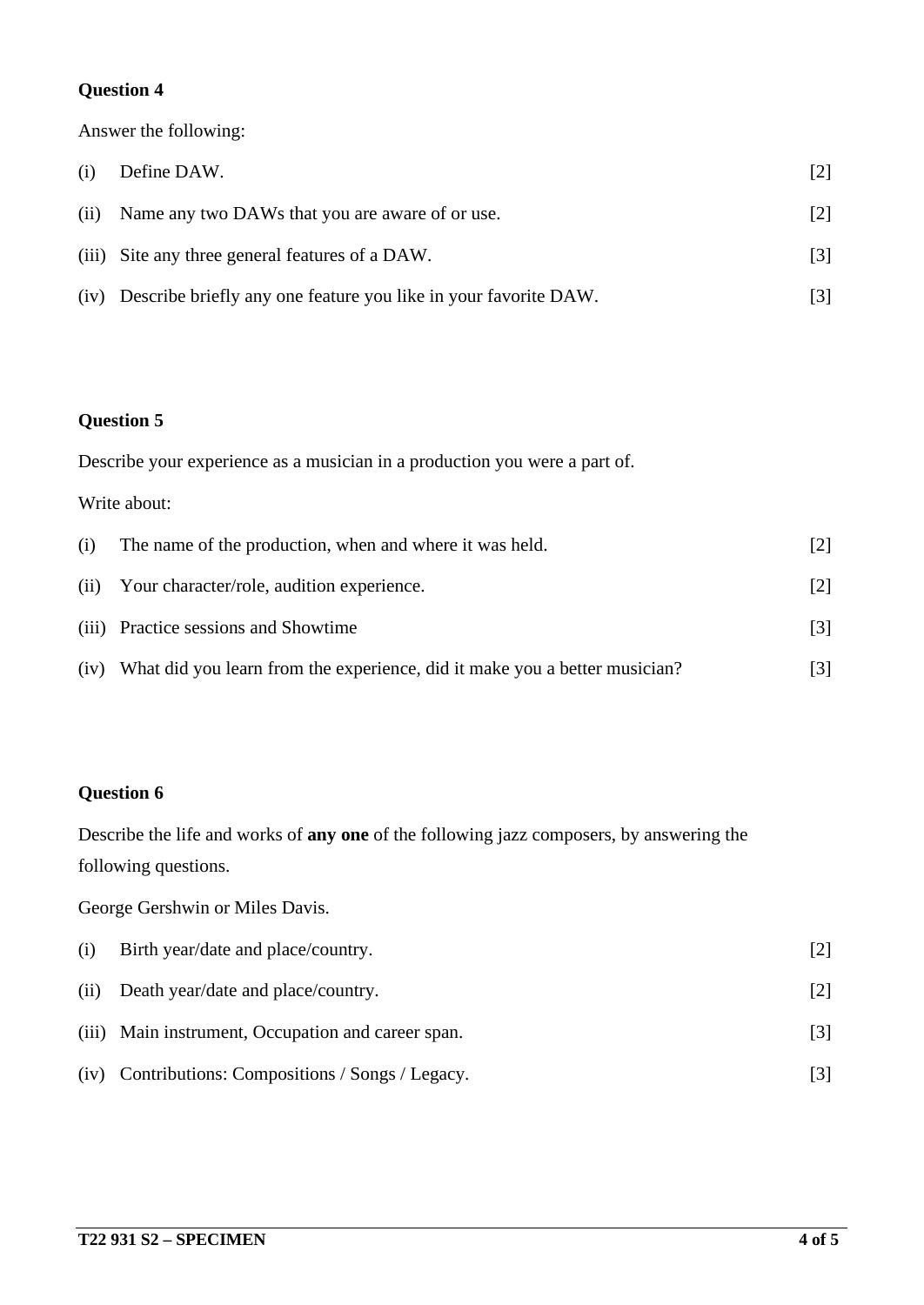**Question 4**

Answer the following:

(i) Define DAW. [2]

(ii) Name any two DAWs that you are aware of or use. [2]

(iii) Site any three general features of a DAW. [3]

(iv) Describe briefly any one feature you like in your favorite DAW. [3]

**Question 5**

Describe your experience as a musician in a production you were a part of.

Write about:

(i) The name of the production, when and where it was held. [2]

(ii) Your character/role, audition experience. [2]

(iii) Practice sessions and Showtime [3]

(iv) What did you learn from the experience, did it make you a better musician? [3]

**Question 6**

Describe the life and works of **any one** of the following jazz composers, by answering the following questions.

George Gershwin or Miles Davis.

(i) Birth year/date and place/country. [2]

(ii) Death year/date and place/country. [2]

(iii) Main instrument, Occupation and career span. [3]

(iv) Contributions: Compositions / Songs / Legacy. [3]

**T22 931 S2 – SPECIMEN**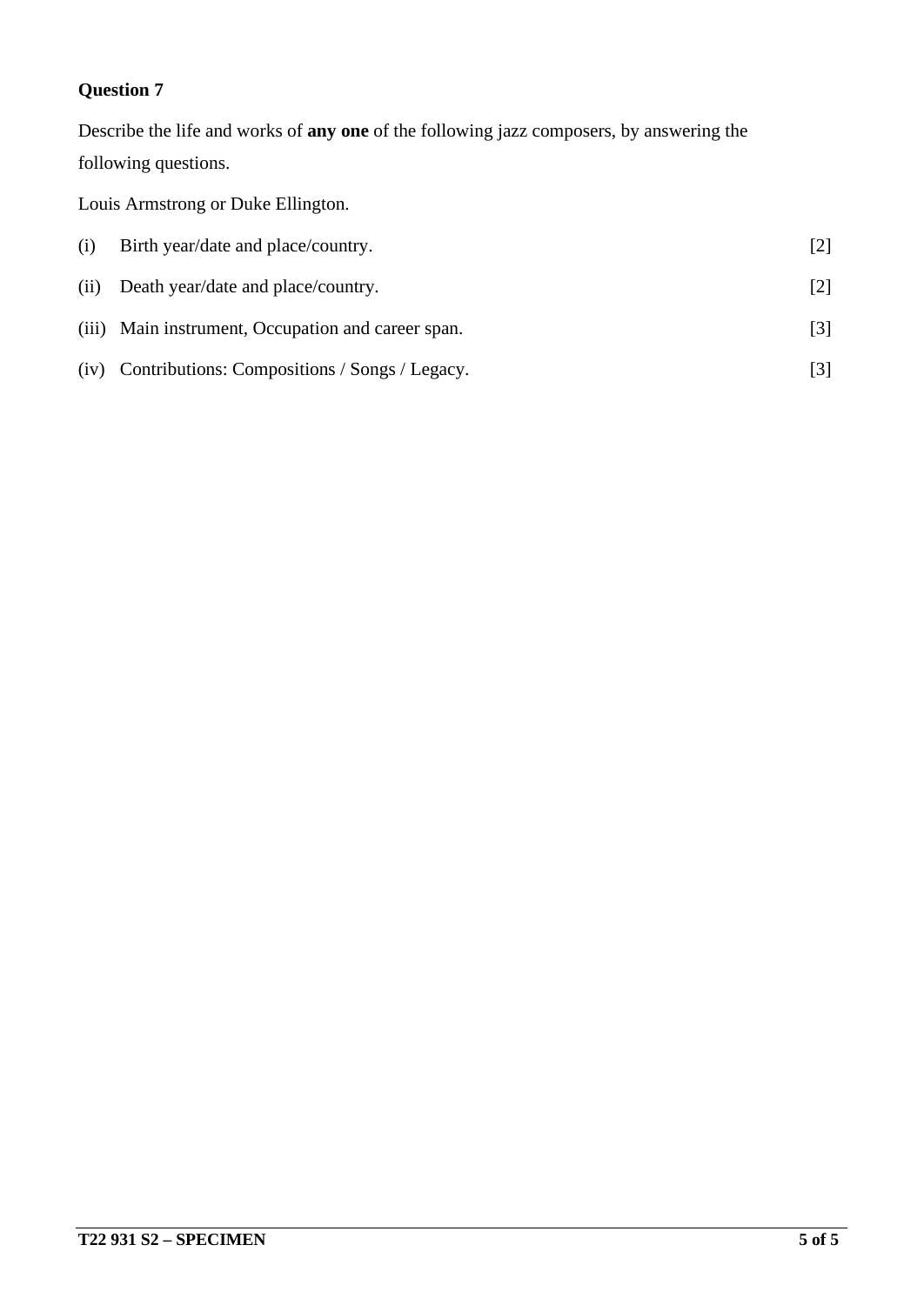**Question 7**

Describe the life and works of **any one** of the following jazz composers, by answering the following questions.

Louis Armstrong or Duke Ellington.

(i) Birth year/date and place/country. [2]

(ii) Death year/date and place/country. [2]

(iii) Main instrument, Occupation and career span. [3]

(iv) Contributions: Compositions / Songs / Legacy. [3]